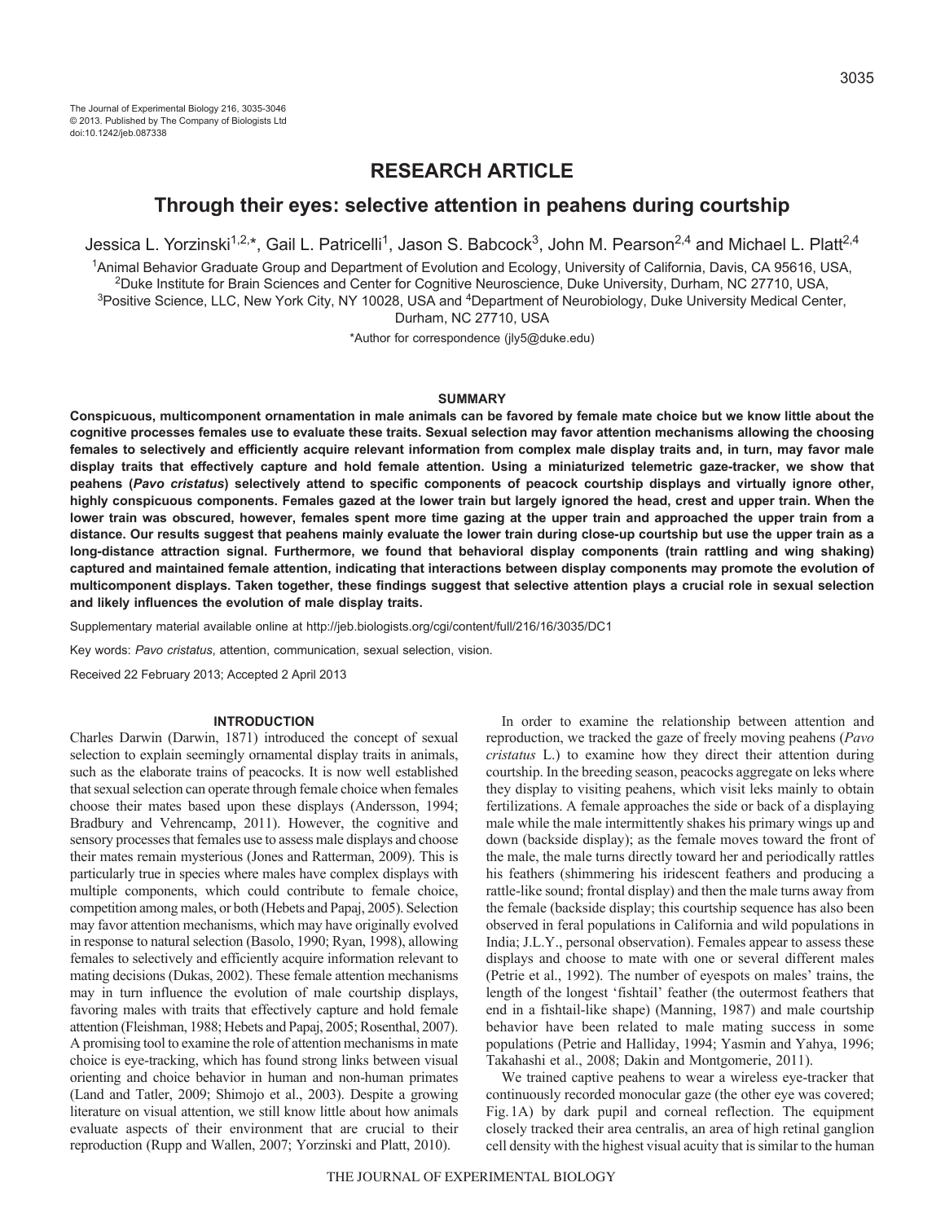The Journal of Experimental Biology 216, 3035-3046
© 2013. Published by The Company of Biologists Ltd
doi:10.1242/jeb.087338

**RESEARCH ARTICLE**

# Through their eyes: selective attention in peahens during courtship

Jessica L. Yorzinski[1,2,*], Gail L. Patricelli[1], Jason S. Babcock[3], John M. Pearson[2,4] and Michael L. Platt[2,4]

[1]Animal Behavior Graduate Group and Department of Evolution and Ecology, University of California, Davis, CA 95616, USA,
[2]Duke Institute for Brain Sciences and Center for Cognitive Neuroscience, Duke University, Durham, NC 27710, USA,
[3]Positive Science, LLC, New York City, NY 10028, USA and [4]Department of Neurobiology, Duke University Medical Center, Durham, NC 27710, USA

*Author for correspondence (jly5@duke.edu)

## SUMMARY

**Conspicuous, multicomponent ornamentation in male animals can be favored by female mate choice but we know little about the cognitive processes females use to evaluate these traits. Sexual selection may favor attention mechanisms allowing the choosing females to selectively and efficiently acquire relevant information from complex male display traits and, in turn, may favor male display traits that effectively capture and hold female attention. Using a miniaturized telemetric gaze-tracker, we show that peahens (*Pavo cristatus*) selectively attend to specific components of peacock courtship displays and virtually ignore other, highly conspicuous components. Females gazed at the lower train but largely ignored the head, crest and upper train. When the lower train was obscured, however, females spent more time gazing at the upper train and approached the upper train from a distance. Our results suggest that peahens mainly evaluate the lower train during close-up courtship but use the upper train as a long-distance attraction signal. Furthermore, we found that behavioral display components (train rattling and wing shaking) captured and maintained female attention, indicating that interactions between display components may promote the evolution of multicomponent displays. Taken together, these findings suggest that selective attention plays a crucial role in sexual selection and likely influences the evolution of male display traits.**

Supplementary material available online at http://jeb.biologists.org/cgi/content/full/216/16/3035/DC1

Key words: *Pavo cristatus*, attention, communication, sexual selection, vision.

Received 22 February 2013; Accepted 2 April 2013

## INTRODUCTION

Charles Darwin (Darwin, 1871) introduced the concept of sexual selection to explain seemingly ornamental display traits in animals, such as the elaborate trains of peacocks. It is now well established that sexual selection can operate through female choice when females choose their mates based upon these displays (Andersson, 1994; Bradbury and Vehrencamp, 2011). However, the cognitive and sensory processes that females use to assess male displays and choose their mates remain mysterious (Jones and Ratterman, 2009). This is particularly true in species where males have complex displays with multiple components, which could contribute to female choice, competition among males, or both (Hebets and Papaj, 2005). Selection may favor attention mechanisms, which may have originally evolved in response to natural selection (Basolo, 1990; Ryan, 1998), allowing females to selectively and efficiently acquire information relevant to mating decisions (Dukas, 2002). These female attention mechanisms may in turn influence the evolution of male courtship displays, favoring males with traits that effectively capture and hold female attention (Fleishman, 1988; Hebets and Papaj, 2005; Rosenthal, 2007). A promising tool to examine the role of attention mechanisms in mate choice is eye-tracking, which has found strong links between visual orienting and choice behavior in human and non-human primates (Land and Tatler, 2009; Shimojo et al., 2003). Despite a growing literature on visual attention, we still know little about how animals evaluate aspects of their environment that are crucial to their reproduction (Rupp and Wallen, 2007; Yorzinski and Platt, 2010).

In order to examine the relationship between attention and reproduction, we tracked the gaze of freely moving peahens (*Pavo cristatus* L.) to examine how they direct their attention during courtship. In the breeding season, peacocks aggregate on leks where they display to visiting peahens, which visit leks mainly to obtain fertilizations. A female approaches the side or back of a displaying male while the male intermittently shakes his primary wings up and down (backside display); as the female moves toward the front of the male, the male turns directly toward her and periodically rattles his feathers (shimmering his iridescent feathers and producing a rattle-like sound; frontal display) and then the male turns away from the female (backside display; this courtship sequence has also been observed in feral populations in California and wild populations in India; J.L.Y., personal observation). Females appear to assess these displays and choose to mate with one or several different males (Petrie et al., 1992). The number of eyespots on males' trains, the length of the longest 'fishtail' feather (the outermost feathers that end in a fishtail-like shape) (Manning, 1987) and male courtship behavior have been related to male mating success in some populations (Petrie and Halliday, 1994; Yasmin and Yahya, 1996; Takahashi et al., 2008; Dakin and Montgomerie, 2011).

We trained captive peahens to wear a wireless eye-tracker that continuously recorded monocular gaze (the other eye was covered; Fig. 1A) by dark pupil and corneal reflection. The equipment closely tracked their area centralis, an area of high retinal ganglion cell density with the highest visual acuity that is similar to the human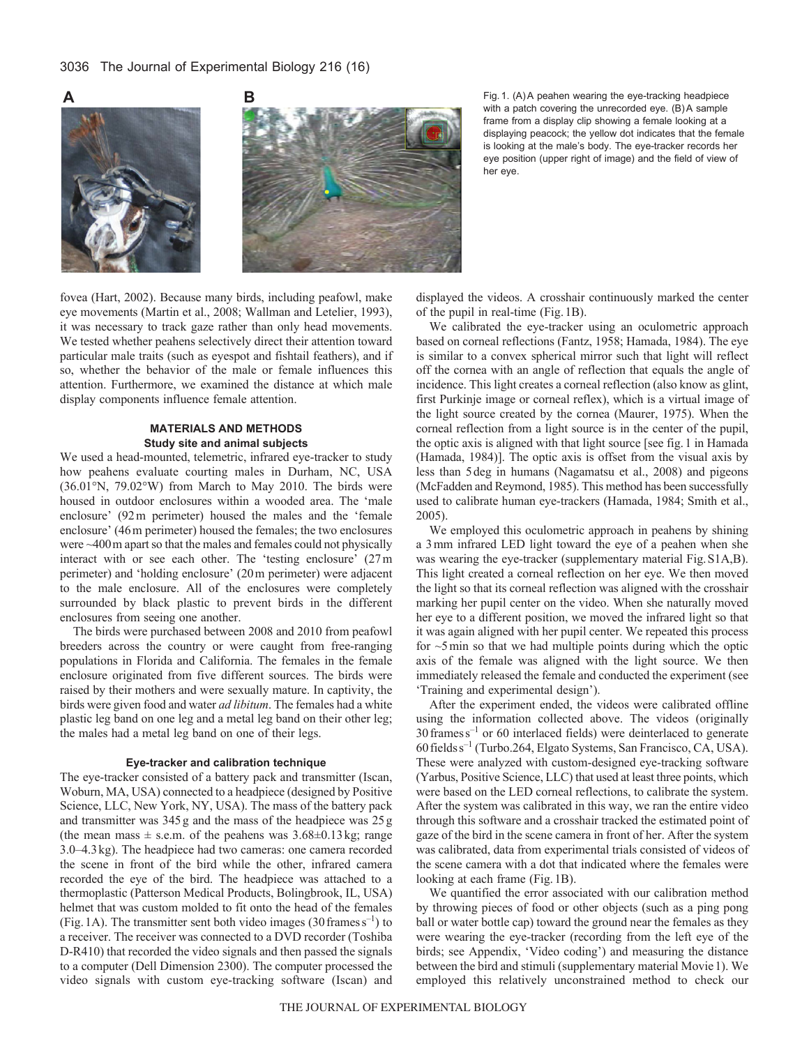Fig. 1. (A) A peahen wearing the eye-tracking headpiece with a patch covering the unrecorded eye. (B) A sample frame from a display clip showing a female looking at a displaying peacock; the yellow dot indicates that the female is looking at the male's body. The eye-tracker records her eye position (upper right of image) and the field of view of her eye.

fovea (Hart, 2002). Because many birds, including peafowl, make eye movements (Martin et al., 2008; Wallman and Letelier, 1993), it was necessary to track gaze rather than only head movements. We tested whether peahens selectively direct their attention toward particular male traits (such as eyespot and fishtail feathers), and if so, whether the behavior of the male or female influences this attention. Furthermore, we examined the distance at which male display components influence female attention.

## MATERIALS AND METHODS

### Study site and animal subjects

We used a head-mounted, telemetric, infrared eye-tracker to study how peahens evaluate courting males in Durham, NC, USA (36.01°N, 79.02°W) from March to May 2010. The birds were housed in outdoor enclosures within a wooded area. The 'male enclosure' (92 m perimeter) housed the males and the 'female enclosure' (46 m perimeter) housed the females; the two enclosures were ~400 m apart so that the males and females could not physically interact with or see each other. The 'testing enclosure' (27 m perimeter) and 'holding enclosure' (20 m perimeter) were adjacent to the male enclosure. All of the enclosures were completely surrounded by black plastic to prevent birds in the different enclosures from seeing one another.

The birds were purchased between 2008 and 2010 from peafowl breeders across the country or were caught from free-ranging populations in Florida and California. The females in the female enclosure originated from five different sources. The birds were raised by their mothers and were sexually mature. In captivity, the birds were given food and water *ad libitum*. The females had a white plastic leg band on one leg and a metal leg band on their other leg; the males had a metal leg band on one of their legs.

### Eye-tracker and calibration technique

The eye-tracker consisted of a battery pack and transmitter (Iscan, Woburn, MA, USA) connected to a headpiece (designed by Positive Science, LLC, New York, NY, USA). The mass of the battery pack and transmitter was 345 g and the mass of the headpiece was 25 g (the mean mass ± s.e.m. of the peahens was 3.68±0.13 kg; range 3.0–4.3 kg). The headpiece had two cameras: one camera recorded the scene in front of the bird while the other, infrared camera recorded the eye of the bird. The headpiece was attached to a thermoplastic (Patterson Medical Products, Bolingbrook, IL, USA) helmet that was custom molded to fit onto the head of the females (Fig. 1A). The transmitter sent both video images (30 frames $s^{-1}$) to a receiver. The receiver was connected to a DVD recorder (Toshiba D-R410) that recorded the video signals and then passed the signals to a computer (Dell Dimension 2300). The computer processed the video signals with custom eye-tracking software (Iscan) and displayed the videos. A crosshair continuously marked the center of the pupil in real-time (Fig. 1B).

We calibrated the eye-tracker using an oculometric approach based on corneal reflections (Fantz, 1958; Hamada, 1984). The eye is similar to a convex spherical mirror such that light will reflect off the cornea with an angle of reflection that equals the angle of incidence. This light creates a corneal reflection (also know as glint, first Purkinje image or corneal reflex), which is a virtual image of the light source created by the cornea (Maurer, 1975). When the corneal reflection from a light source is in the center of the pupil, the optic axis is aligned with that light source [see fig. 1 in Hamada (Hamada, 1984)]. The optic axis is offset from the visual axis by less than 5 deg in humans (Nagamatsu et al., 2008) and pigeons (McFadden and Reymond, 1985). This method has been successfully used to calibrate human eye-trackers (Hamada, 1984; Smith et al., 2005).

We employed this oculometric approach in peahens by shining a 3 mm infrared LED light toward the eye of a peahen when she was wearing the eye-tracker (supplementary material Fig. S1A,B). This light created a corneal reflection on her eye. We then moved the light so that its corneal reflection was aligned with the crosshair marking her pupil center on the video. When she naturally moved her eye to a different position, we moved the infrared light so that it was again aligned with her pupil center. We repeated this process for ~5 min so that we had multiple points during which the optic axis of the female was aligned with the light source. We then immediately released the female and conducted the experiment (see 'Training and experimental design').

After the experiment ended, the videos were calibrated offline using the information collected above. The videos (originally 30 frames $s^{-1}$ or 60 interlaced fields) were deinterlaced to generate 60 fields $s^{-1}$ (Turbo.264, Elgato Systems, San Francisco, CA, USA). These were analyzed with custom-designed eye-tracking software (Yarbus, Positive Science, LLC) that used at least three points, which were based on the LED corneal reflections, to calibrate the system. After the system was calibrated in this way, we ran the entire video through this software and a crosshair tracked the estimated point of gaze of the bird in the scene camera in front of her. After the system was calibrated, data from experimental trials consisted of videos of the scene camera with a dot that indicated where the females were looking at each frame (Fig. 1B).

We quantified the error associated with our calibration method by throwing pieces of food or other objects (such as a ping pong ball or water bottle cap) toward the ground near the females as they were wearing the eye-tracker (recording from the left eye of the birds; see Appendix, 'Video coding') and measuring the distance between the bird and stimuli (supplementary material Movie 1). We employed this relatively unconstrained method to check our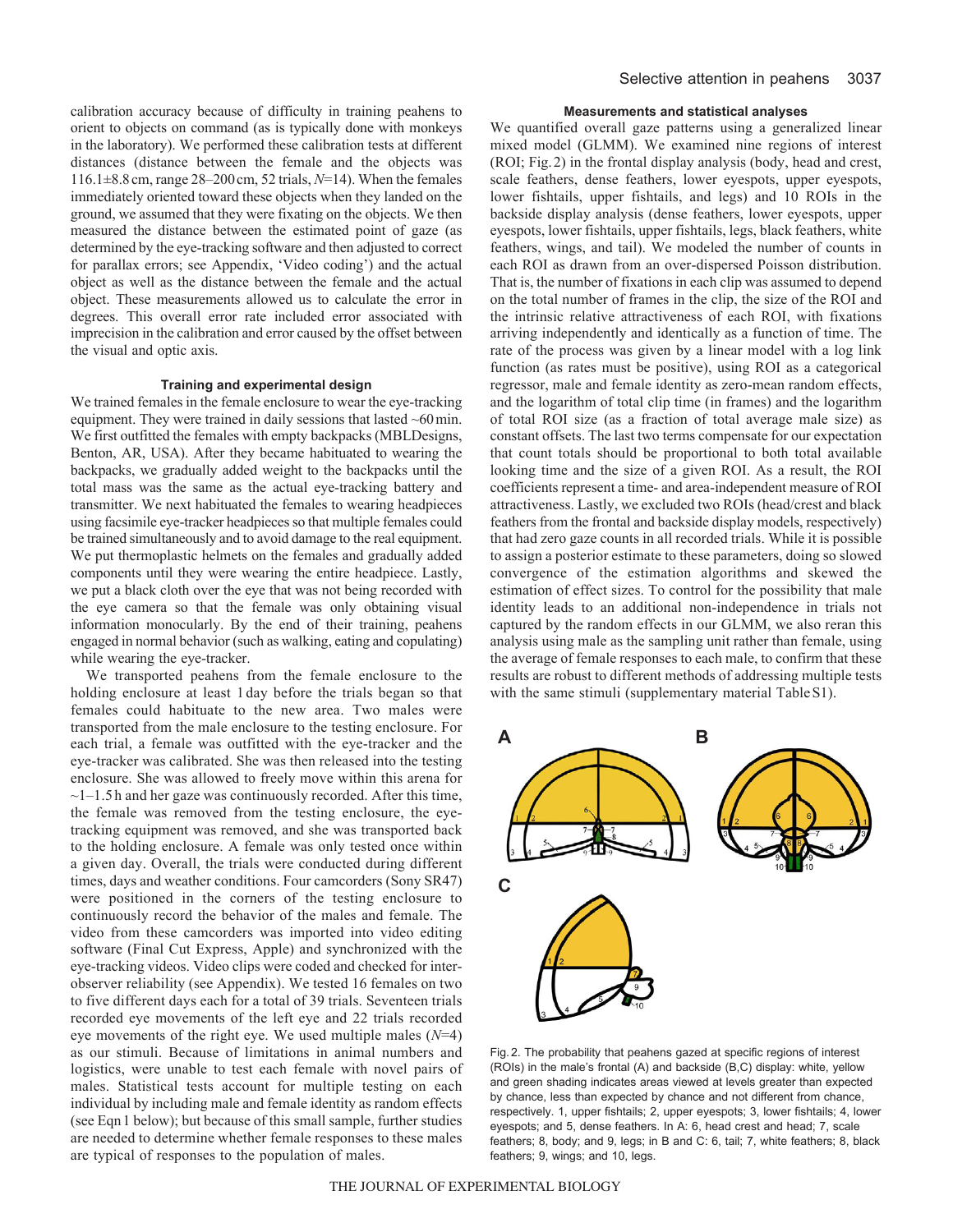calibration accuracy because of difficulty in training peahens to orient to objects on command (as is typically done with monkeys in the laboratory). We performed these calibration tests at different distances (distance between the female and the objects was 116.1±8.8 cm, range 28–200 cm, 52 trials, $N$=14). When the females immediately oriented toward these objects when they landed on the ground, we assumed that they were fixating on the objects. We then measured the distance between the estimated point of gaze (as determined by the eye-tracking software and then adjusted to correct for parallax errors; see Appendix, 'Video coding') and the actual object as well as the distance between the female and the actual object. These measurements allowed us to calculate the error in degrees. This overall error rate included error associated with imprecision in the calibration and error caused by the offset between the visual and optic axis.

### Training and experimental design

We trained females in the female enclosure to wear the eye-tracking equipment. They were trained in daily sessions that lasted ~60 min. We first outfitted the females with empty backpacks (MBLDesigns, Benton, AR, USA). After they became habituated to wearing the backpacks, we gradually added weight to the backpacks until the total mass was the same as the actual eye-tracking battery and transmitter. We next habituated the females to wearing headpieces using facsimile eye-tracker headpieces so that multiple females could be trained simultaneously and to avoid damage to the real equipment. We put thermoplastic helmets on the females and gradually added components until they were wearing the entire headpiece. Lastly, we put a black cloth over the eye that was not being recorded with the eye camera so that the female was only obtaining visual information monocularly. By the end of their training, peahens engaged in normal behavior (such as walking, eating and copulating) while wearing the eye-tracker.

We transported peahens from the female enclosure to the holding enclosure at least 1 day before the trials began so that females could habituate to the new area. Two males were transported from the male enclosure to the testing enclosure. For each trial, a female was outfitted with the eye-tracker and the eye-tracker was calibrated. She was then released into the testing enclosure. She was allowed to freely move within this arena for ~1–1.5 h and her gaze was continuously recorded. After this time, the female was removed from the testing enclosure, the eye-tracking equipment was removed, and she was transported back to the holding enclosure. A female was only tested once within a given day. Overall, the trials were conducted during different times, days and weather conditions. Four camcorders (Sony SR47) were positioned in the corners of the testing enclosure to continuously record the behavior of the males and female. The video from these camcorders was imported into video editing software (Final Cut Express, Apple) and synchronized with the eye-tracking videos. Video clips were coded and checked for inter-observer reliability (see Appendix). We tested 16 females on two to five different days each for a total of 39 trials. Seventeen trials recorded eye movements of the left eye and 22 trials recorded eye movements of the right eye. We used multiple males ($N$=4) as our stimuli. Because of limitations in animal numbers and logistics, were unable to test each female with novel pairs of males. Statistical tests account for multiple testing on each individual by including male and female identity as random effects (see Eqn 1 below); but because of this small sample, further studies are needed to determine whether female responses to these males are typical of responses to the population of males.

### Measurements and statistical analyses

We quantified overall gaze patterns using a generalized linear mixed model (GLMM). We examined nine regions of interest (ROI; Fig. 2) in the frontal display analysis (body, head and crest, scale feathers, dense feathers, lower eyespots, upper eyespots, lower fishtails, upper fishtails, and legs) and 10 ROIs in the backside display analysis (dense feathers, lower eyespots, upper eyespots, lower fishtails, upper fishtails, legs, black feathers, white feathers, wings, and tail). We modeled the number of counts in each ROI as drawn from an over-dispersed Poisson distribution. That is, the number of fixations in each clip was assumed to depend on the total number of frames in the clip, the size of the ROI and the intrinsic relative attractiveness of each ROI, with fixations arriving independently and identically as a function of time. The rate of the process was given by a linear model with a log link function (as rates must be positive), using ROI as a categorical regressor, male and female identity as zero-mean random effects, and the logarithm of total clip time (in frames) and the logarithm of total ROI size (as a fraction of total average male size) as constant offsets. The last two terms compensate for our expectation that count totals should be proportional to both total available looking time and the size of a given ROI. As a result, the ROI coefficients represent a time- and area-independent measure of ROI attractiveness. Lastly, we excluded two ROIs (head/crest and black feathers from the frontal and backside display models, respectively) that had zero gaze counts in all recorded trials. While it is possible to assign a posterior estimate to these parameters, doing so slowed convergence of the estimation algorithms and skewed the estimation of effect sizes. To control for the possibility that male identity leads to an additional non-independence in trials not captured by the random effects in our GLMM, we also reran this analysis using male as the sampling unit rather than female, using the average of female responses to each male, to confirm that these results are robust to different methods of addressing multiple tests with the same stimuli (supplementary material Table S1).

Fig. 2. The probability that peahens gazed at specific regions of interest (ROIs) in the male's frontal (A) and backside (B,C) display: white, yellow and green shading indicates areas viewed at levels greater than expected by chance, less than expected by chance and not different from chance, respectively. 1, upper fishtails; 2, upper eyespots; 3, lower fishtails; 4, lower eyespots; and 5, dense feathers. In A: 6, head crest and head; 7, scale feathers; 8, body; and 9, legs; in B and C: 6, tail; 7, white feathers; 8, black feathers; 9, wings; and 10, legs.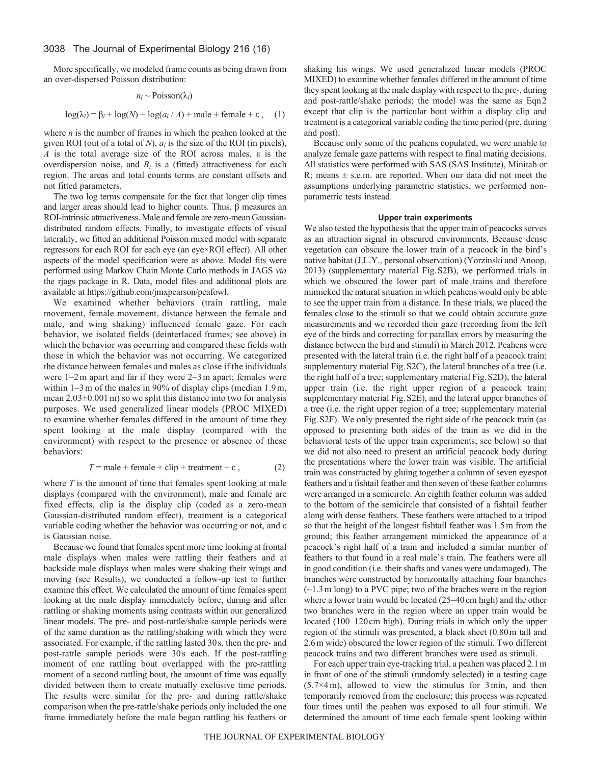More specifically, we modeled frame counts as being drawn from an over-dispersed Poisson distribution:

$$n_i \sim \text{Poisson}(\lambda_i)$$

$$\log(\lambda_i) = \beta_i + \log(N) + \log(a_i / A) + \text{male} + \text{female} + \varepsilon \,, \quad (1)$$

where $n$ is the number of frames in which the peahen looked at the given ROI (out of a total of $N$), $a_i$ is the size of the ROI (in pixels), $A$ is the total average size of the ROI across males, $\varepsilon$ is the overdispersion noise, and $B_i$ is a (fitted) attractiveness for each region. The areas and total counts terms are constant offsets and not fitted parameters.

The two log terms compensate for the fact that longer clip times and larger areas should lead to higher counts. Thus, $\beta$ measures an ROI-intrinsic attractiveness. Male and female are zero-mean Gaussian-distributed random effects. Finally, to investigate effects of visual laterality, we fitted an additional Poisson mixed model with separate regressors for each ROI for each eye (an eye×ROI effect). All other aspects of the model specification were as above. Model fits were performed using Markov Chain Monte Carlo methods in JAGS *via* the rjags package in R. Data, model files and additional plots are available at https://github.com/jmxpearson/peafowl.

We examined whether behaviors (train rattling, male movement, female movement, distance between the female and male, and wing shaking) influenced female gaze. For each behavior, we isolated fields (deinterlaced frames; see above) in which the behavior was occurring and compared these fields with those in which the behavior was not occurring. We categorized the distance between females and males as close if the individuals were 1–2 m apart and far if they were 2–3 m apart; females were within 1–3 m of the males in 90% of display clips (median 1.9 m, mean 2.03±0.001 m) so we split this distance into two for analysis purposes. We used generalized linear models (PROC MIXED) to examine whether females differed in the amount of time they spent looking at the male display (compared with the environment) with respect to the presence or absence of these behaviors:

$$T = \text{male} + \text{female} + \text{clip} + \text{treatment} + \varepsilon \,, \quad (2)$$

where $T$ is the amount of time that females spent looking at male displays (compared with the environment), male and female are fixed effects, clip is the display clip (coded as a zero-mean Gaussian-distributed random effect), treatment is a categorical variable coding whether the behavior was occurring or not, and $\varepsilon$ is Gaussian noise.

Because we found that females spent more time looking at frontal male displays when males were rattling their feathers and at backside male displays when males were shaking their wings and moving (see Results), we conducted a follow-up test to further examine this effect. We calculated the amount of time females spent looking at the male display immediately before, during and after rattling or shaking moments using contrasts within our generalized linear models. The pre- and post-rattle/shake sample periods were of the same duration as the rattling/shaking with which they were associated. For example, if the rattling lasted 30 s, then the pre- and post-rattle sample periods were 30 s each. If the post-rattling moment of one rattling bout overlapped with the pre-rattling moment of a second rattling bout, the amount of time was equally divided between them to create mutually exclusive time periods. The results were similar for the pre- and during rattle/shake comparison when the pre-rattle/shake periods only included the one frame immediately before the male began rattling his feathers or shaking his wings. We used generalized linear models (PROC MIXED) to examine whether females differed in the amount of time they spent looking at the male display with respect to the pre-, during and post-rattle/shake periods; the model was the same as Eqn 2 except that clip is the particular bout within a display clip and treatment is a categorical variable coding the time period (pre, during and post).

Because only some of the peahens copulated, we were unable to analyze female gaze patterns with respect to final mating decisions. All statistics were performed with SAS (SAS Institute), Minitab or R; means ± s.e.m. are reported. When our data did not meet the assumptions underlying parametric statistics, we performed non-parametric tests instead.

### Upper train experiments

We also tested the hypothesis that the upper train of peacocks serves as an attraction signal in obscured environments. Because dense vegetation can obscure the lower train of a peacock in the bird's native habitat (J.L.Y., personal observation) (Yorzinski and Anoop, 2013) (supplementary material Fig. S2B), we performed trials in which we obscured the lower part of male trains and therefore mimicked the natural situation in which peahens would only be able to see the upper train from a distance. In these trials, we placed the females close to the stimuli so that we could obtain accurate gaze measurements and we recorded their gaze (recording from the left eye of the birds and correcting for parallax errors by measuring the distance between the bird and stimuli) in March 2012. Peahens were presented with the lateral train (i.e. the right half of a peacock train; supplementary material Fig. S2C), the lateral branches of a tree (i.e. the right half of a tree; supplementary material Fig. S2D), the lateral upper train (i.e. the right upper region of a peacock train; supplementary material Fig. S2E), and the lateral upper branches of a tree (i.e. the right upper region of a tree; supplementary material Fig. S2F). We only presented the right side of the peacock train (as opposed to presenting both sides of the train as we did in the behavioral tests of the upper train experiments; see below) so that we did not also need to present an artificial peacock body during the presentations where the lower train was visible. The artificial train was constructed by gluing together a column of seven eyespot feathers and a fishtail feather and then seven of these feather columns were arranged in a semicircle. An eighth feather column was added to the bottom of the semicircle that consisted of a fishtail feather along with dense feathers. These feathers were attached to a tripod so that the height of the longest fishtail feather was 1.5 m from the ground; this feather arrangement mimicked the appearance of a peacock's right half of a train and included a similar number of feathers to that found in a real male's train. The feathers were all in good condition (i.e. their shafts and vanes were undamaged). The branches were constructed by horizontally attaching four branches (~1.3 m long) to a PVC pipe; two of the branches were in the region where a lower train would be located (25–40 cm high) and the other two branches were in the region where an upper train would be located (100–120 cm high). During trials in which only the upper region of the stimuli was presented, a black sheet (0.80 m tall and 2.6 m wide) obscured the lower region of the stimuli. Two different peacock trains and two different branches were used as stimuli.

For each upper train eye-tracking trial, a peahen was placed 2.1 m in front of one of the stimuli (randomly selected) in a testing cage (5.7×4 m), allowed to view the stimulus for 3 min, and then temporarily removed from the enclosure; this process was repeated four times until the peahen was exposed to all four stimuli. We determined the amount of time each female spent looking within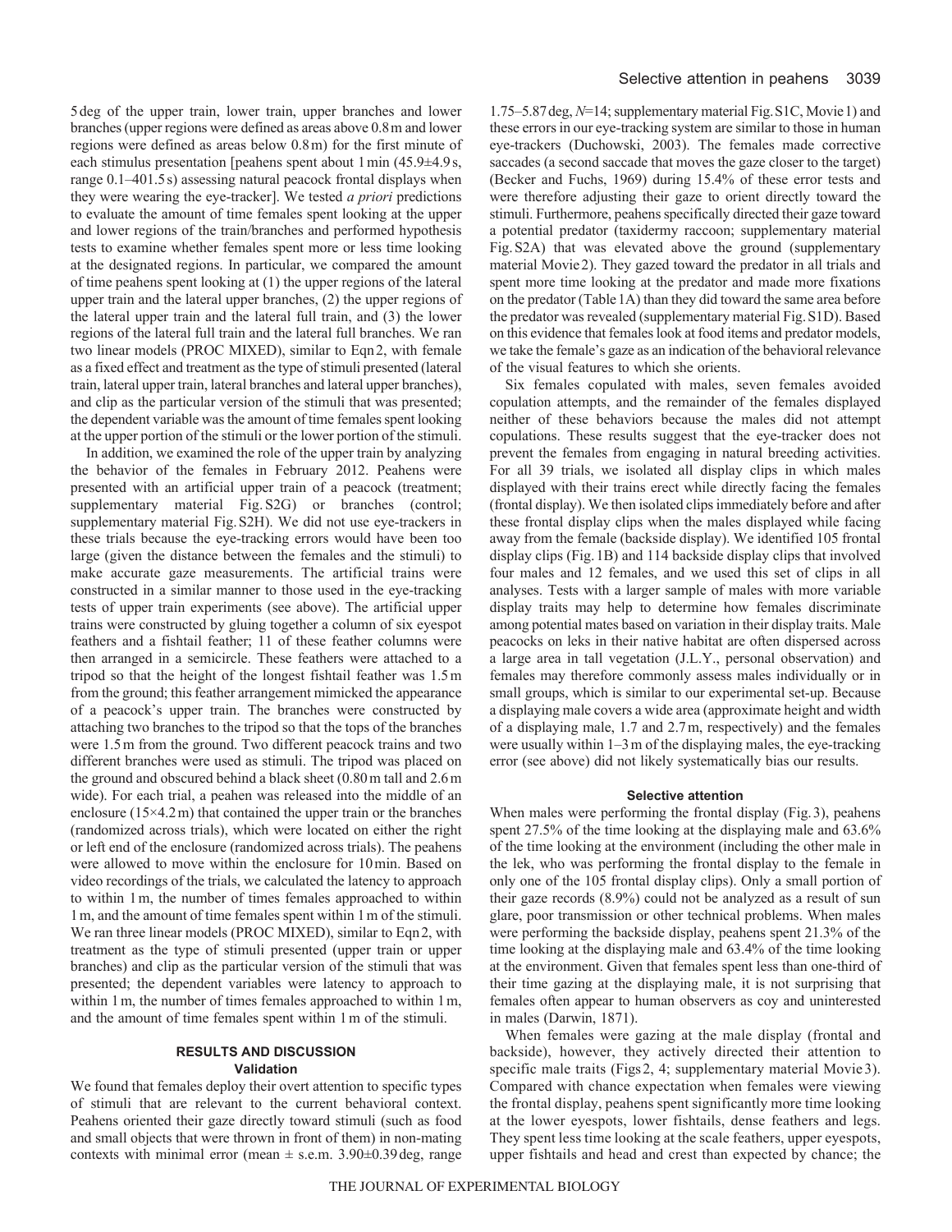5 deg of the upper train, lower train, upper branches and lower branches (upper regions were defined as areas above 0.8 m and lower regions were defined as areas below 0.8 m) for the first minute of each stimulus presentation [peahens spent about 1 min (45.9±4.9 s, range 0.1–401.5 s) assessing natural peacock frontal displays when they were wearing the eye-tracker]. We tested *a priori* predictions to evaluate the amount of time females spent looking at the upper and lower regions of the train/branches and performed hypothesis tests to examine whether females spent more or less time looking at the designated regions. In particular, we compared the amount of time peahens spent looking at (1) the upper regions of the lateral upper train and the lateral upper branches, (2) the upper regions of the lateral upper train and the lateral full train, and (3) the lower regions of the lateral full train and the lateral full branches. We ran two linear models (PROC MIXED), similar to Eqn 2, with female as a fixed effect and treatment as the type of stimuli presented (lateral train, lateral upper train, lateral branches and lateral upper branches), and clip as the particular version of the stimuli that was presented; the dependent variable was the amount of time females spent looking at the upper portion of the stimuli or the lower portion of the stimuli.

In addition, we examined the role of the upper train by analyzing the behavior of the females in February 2012. Peahens were presented with an artificial upper train of a peacock (treatment; supplementary material Fig. S2G) or branches (control; supplementary material Fig. S2H). We did not use eye-trackers in these trials because the eye-tracking errors would have been too large (given the distance between the females and the stimuli) to make accurate gaze measurements. The artificial trains were constructed in a similar manner to those used in the eye-tracking tests of upper train experiments (see above). The artificial upper trains were constructed by gluing together a column of six eyespot feathers and a fishtail feather; 11 of these feather columns were then arranged in a semicircle. These feathers were attached to a tripod so that the height of the longest fishtail feather was 1.5 m from the ground; this feather arrangement mimicked the appearance of a peacock's upper train. The branches were constructed by attaching two branches to the tripod so that the tops of the branches were 1.5 m from the ground. Two different peacock trains and two different branches were used as stimuli. The tripod was placed on the ground and obscured behind a black sheet (0.80 m tall and 2.6 m wide). For each trial, a peahen was released into the middle of an enclosure (15×4.2 m) that contained the upper train or the branches (randomized across trials), which were located on either the right or left end of the enclosure (randomized across trials). The peahens were allowed to move within the enclosure for 10 min. Based on video recordings of the trials, we calculated the latency to approach to within 1 m, the number of times females approached to within 1 m, and the amount of time females spent within 1 m of the stimuli. We ran three linear models (PROC MIXED), similar to Eqn 2, with treatment as the type of stimuli presented (upper train or upper branches) and clip as the particular version of the stimuli that was presented; the dependent variables were latency to approach to within 1 m, the number of times females approached to within 1 m, and the amount of time females spent within 1 m of the stimuli.

## RESULTS AND DISCUSSION

### Validation

We found that females deploy their overt attention to specific types of stimuli that are relevant to the current behavioral context. Peahens oriented their gaze directly toward stimuli (such as food and small objects that were thrown in front of them) in non-mating contexts with minimal error (mean ± s.e.m. 3.90±0.39 deg, range 1.75–5.87 deg, $N$=14; supplementary material Fig. S1C, Movie 1) and these errors in our eye-tracking system are similar to those in human eye-trackers (Duchowski, 2003). The females made corrective saccades (a second saccade that moves the gaze closer to the target) (Becker and Fuchs, 1969) during 15.4% of these error tests and were therefore adjusting their gaze to orient directly toward the stimuli. Furthermore, peahens specifically directed their gaze toward a potential predator (taxidermy raccoon; supplementary material Fig. S2A) that was elevated above the ground (supplementary material Movie 2). They gazed toward the predator in all trials and spent more time looking at the predator and made more fixations on the predator (Table 1A) than they did toward the same area before the predator was revealed (supplementary material Fig. S1D). Based on this evidence that females look at food items and predator models, we take the female's gaze as an indication of the behavioral relevance of the visual features to which she orients.

Six females copulated with males, seven females avoided copulation attempts, and the remainder of the females displayed neither of these behaviors because the males did not attempt copulations. These results suggest that the eye-tracker does not prevent the females from engaging in natural breeding activities. For all 39 trials, we isolated all display clips in which males displayed with their trains erect while directly facing the females (frontal display). We then isolated clips immediately before and after these frontal display clips when the males displayed while facing away from the female (backside display). We identified 105 frontal display clips (Fig. 1B) and 114 backside display clips that involved four males and 12 females, and we used this set of clips in all analyses. Tests with a larger sample of males with more variable display traits may help to determine how females discriminate among potential mates based on variation in their display traits. Male peacocks on leks in their native habitat are often dispersed across a large area in tall vegetation (J.L.Y., personal observation) and females may therefore commonly assess males individually or in small groups, which is similar to our experimental set-up. Because a displaying male covers a wide area (approximate height and width of a displaying male, 1.7 and 2.7 m, respectively) and the females were usually within 1–3 m of the displaying males, the eye-tracking error (see above) did not likely systematically bias our results.

### Selective attention

When males were performing the frontal display (Fig. 3), peahens spent 27.5% of the time looking at the displaying male and 63.6% of the time looking at the environment (including the other male in the lek, who was performing the frontal display to the female in only one of the 105 frontal display clips). Only a small portion of their gaze records (8.9%) could not be analyzed as a result of sun glare, poor transmission or other technical problems. When males were performing the backside display, peahens spent 21.3% of the time looking at the displaying male and 63.4% of the time looking at the environment. Given that females spent less than one-third of their time gazing at the displaying male, it is not surprising that females often appear to human observers as coy and uninterested in males (Darwin, 1871).

When females were gazing at the male display (frontal and backside), however, they actively directed their attention to specific male traits (Figs 2, 4; supplementary material Movie 3). Compared with chance expectation when females were viewing the frontal display, peahens spent significantly more time looking at the lower eyespots, lower fishtails, dense feathers and legs. They spent less time looking at the scale feathers, upper eyespots, upper fishtails and head and crest than expected by chance; the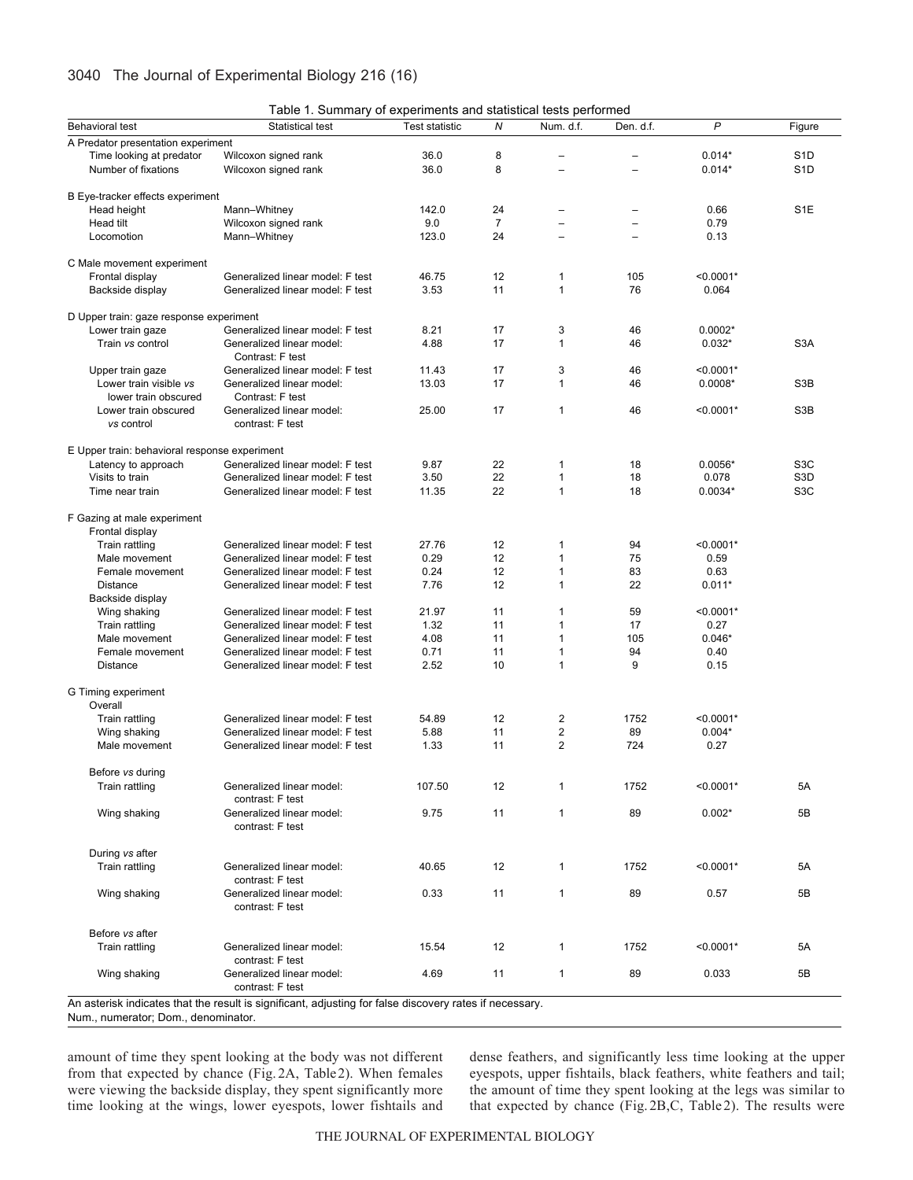Table 1. Summary of experiments and statistical tests performed

| Behavioral test | Statistical test | Test statistic | *N* | Num. d.f. | Den. d.f. | *P* | Figure |
|---|---|---|---|---|---|---|---|
| A Predator presentation experiment | | | | | | | |
| Time looking at predator | Wilcoxon signed rank | 36.0 | 8 | – | – | 0.014* | S1D |
| Number of fixations | Wilcoxon signed rank | 36.0 | 8 | – | – | 0.014* | S1D |
| B Eye-tracker effects experiment | | | | | | | |
| Head height | Mann–Whitney | 142.0 | 24 | – | – | 0.66 | S1E |
| Head tilt | Wilcoxon signed rank | 9.0 | 7 | – | – | 0.79 | |
| Locomotion | Mann–Whitney | 123.0 | 24 | – | – | 0.13 | |
| C Male movement experiment | | | | | | | |
| Frontal display | Generalized linear model: F test | 46.75 | 12 | 1 | 105 | <0.0001* | |
| Backside display | Generalized linear model: F test | 3.53 | 11 | 1 | 76 | 0.064 | |
| D Upper train: gaze response experiment | | | | | | | |
| Lower train gaze | Generalized linear model: F test | 8.21 | 17 | 3 | 46 | 0.0002* | |
| Train *vs* control | Generalized linear model: Contrast: F test | 4.88 | 17 | 1 | 46 | 0.032* | S3A |
| Upper train gaze | Generalized linear model: F test | 11.43 | 17 | 3 | 46 | <0.0001* | |
| Lower train visible *vs* lower train obscured | Generalized linear model: Contrast: F test | 13.03 | 17 | 1 | 46 | 0.0008* | S3B |
| Lower train obscured *vs* control | Generalized linear model: contrast: F test | 25.00 | 17 | 1 | 46 | <0.0001* | S3B |
| E Upper train: behavioral response experiment | | | | | | | |
| Latency to approach | Generalized linear model: F test | 9.87 | 22 | 1 | 18 | 0.0056* | S3C |
| Visits to train | Generalized linear model: F test | 3.50 | 22 | 1 | 18 | 0.078 | S3D |
| Time near train | Generalized linear model: F test | 11.35 | 22 | 1 | 18 | 0.0034* | S3C |
| F Gazing at male experiment | | | | | | | |
| Frontal display | | | | | | | |
| Train rattling | Generalized linear model: F test | 27.76 | 12 | 1 | 94 | <0.0001* | |
| Male movement | Generalized linear model: F test | 0.29 | 12 | 1 | 75 | 0.59 | |
| Female movement | Generalized linear model: F test | 0.24 | 12 | 1 | 83 | 0.63 | |
| Distance | Generalized linear model: F test | 7.76 | 12 | 1 | 22 | 0.011* | |
| Backside display | | | | | | | |
| Wing shaking | Generalized linear model: F test | 21.97 | 11 | 1 | 59 | <0.0001* | |
| Train rattling | Generalized linear model: F test | 1.32 | 11 | 1 | 17 | 0.27 | |
| Male movement | Generalized linear model: F test | 4.08 | 11 | 1 | 105 | 0.046* | |
| Female movement | Generalized linear model: F test | 0.71 | 11 | 1 | 94 | 0.40 | |
| Distance | Generalized linear model: F test | 2.52 | 10 | 1 | 9 | 0.15 | |
| G Timing experiment | | | | | | | |
| Overall | | | | | | | |
| Train rattling | Generalized linear model: F test | 54.89 | 12 | 2 | 1752 | <0.0001* | |
| Wing shaking | Generalized linear model: F test | 5.88 | 11 | 2 | 89 | 0.004* | |
| Male movement | Generalized linear model: F test | 1.33 | 11 | 2 | 724 | 0.27 | |
| Before *vs* during | | | | | | | |
| Train rattling | Generalized linear model: contrast: F test | 107.50 | 12 | 1 | 1752 | <0.0001* | 5A |
| Wing shaking | Generalized linear model: contrast: F test | 9.75 | 11 | 1 | 89 | 0.002* | 5B |
| During *vs* after | | | | | | | |
| Train rattling | Generalized linear model: contrast: F test | 40.65 | 12 | 1 | 1752 | <0.0001* | 5A |
| Wing shaking | Generalized linear model: contrast: F test | 0.33 | 11 | 1 | 89 | 0.57 | 5B |
| Before *vs* after | | | | | | | |
| Train rattling | Generalized linear model: contrast: F test | 15.54 | 12 | 1 | 1752 | <0.0001* | 5A |
| Wing shaking | Generalized linear model: contrast: F test | 4.69 | 11 | 1 | 89 | 0.033 | 5B |

An asterisk indicates that the result is significant, adjusting for false discovery rates if necessary.
Num., numerator; Dom., denominator.

amount of time they spent looking at the body was not different from that expected by chance (Fig. 2A, Table 2). When females were viewing the backside display, they spent significantly more time looking at the wings, lower eyespots, lower fishtails and dense feathers, and significantly less time looking at the upper eyespots, upper fishtails, black feathers, white feathers and tail; the amount of time they spent looking at the legs was similar to that expected by chance (Fig. 2B,C, Table 2). The results were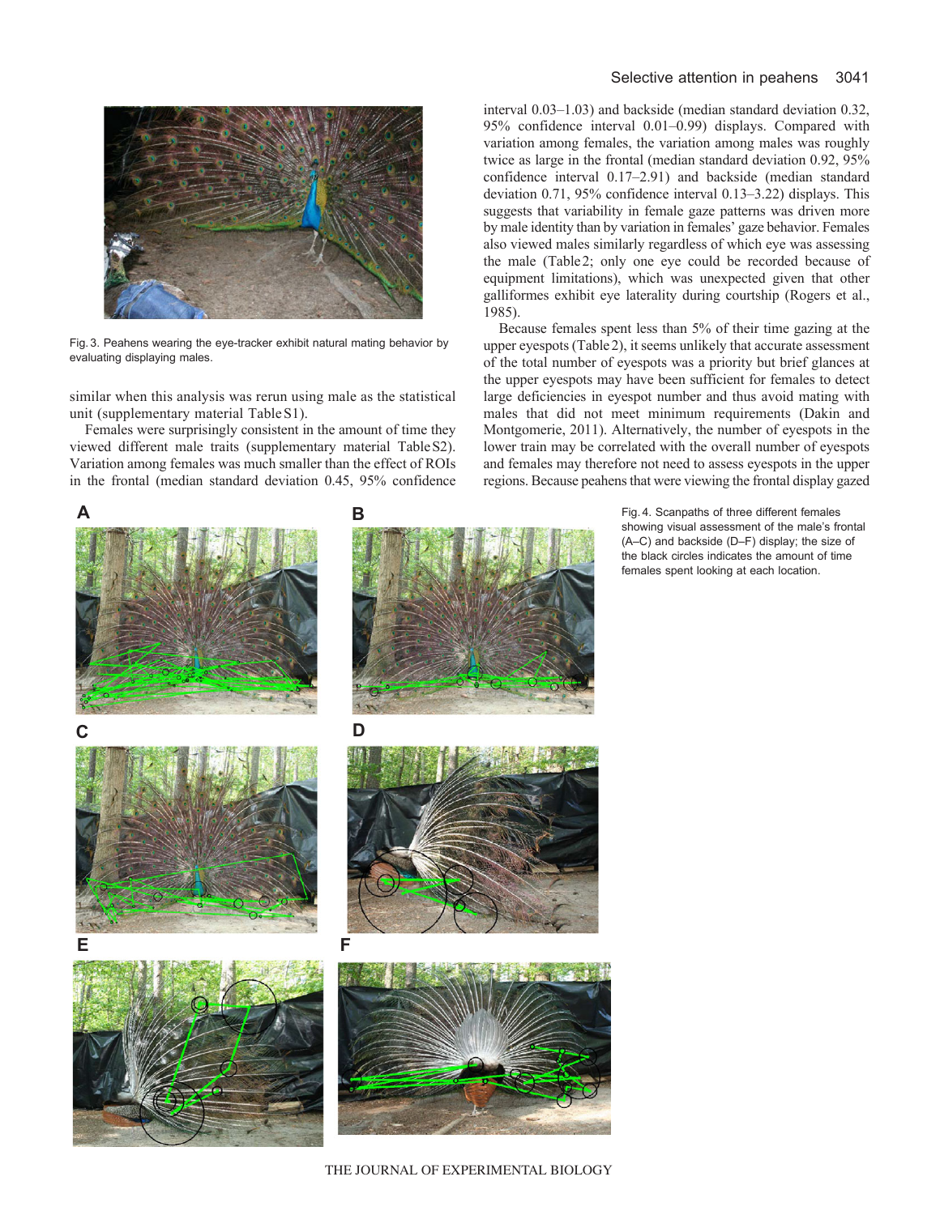Fig. 3. Peahens wearing the eye-tracker exhibit natural mating behavior by evaluating displaying males.

similar when this analysis was rerun using male as the statistical unit (supplementary material Table S1).

Females were surprisingly consistent in the amount of time they viewed different male traits (supplementary material Table S2). Variation among females was much smaller than the effect of ROIs in the frontal (median standard deviation 0.45, 95% confidence interval 0.03–1.03) and backside (median standard deviation 0.32, 95% confidence interval 0.01–0.99) displays. Compared with variation among females, the variation among males was roughly twice as large in the frontal (median standard deviation 0.92, 95% confidence interval 0.17–2.91) and backside (median standard deviation 0.71, 95% confidence interval 0.13–3.22) displays. This suggests that variability in female gaze patterns was driven more by male identity than by variation in females' gaze behavior. Females also viewed males similarly regardless of which eye was assessing the male (Table 2; only one eye could be recorded because of equipment limitations), which was unexpected given that other galliformes exhibit eye laterality during courtship (Rogers et al., 1985).

Because females spent less than 5% of their time gazing at the upper eyespots (Table 2), it seems unlikely that accurate assessment of the total number of eyespots was a priority but brief glances at the upper eyespots may have been sufficient for females to detect large deficiencies in eyespot number and thus avoid mating with males that did not meet minimum requirements (Dakin and Montgomerie, 2011). Alternatively, the number of eyespots in the lower train may be correlated with the overall number of eyespots and females may therefore not need to assess eyespots in the upper regions. Because peahens that were viewing the frontal display gazed

Fig. 4. Scanpaths of three different females showing visual assessment of the male's frontal (A–C) and backside (D–F) display; the size of the black circles indicates the amount of time females spent looking at each location.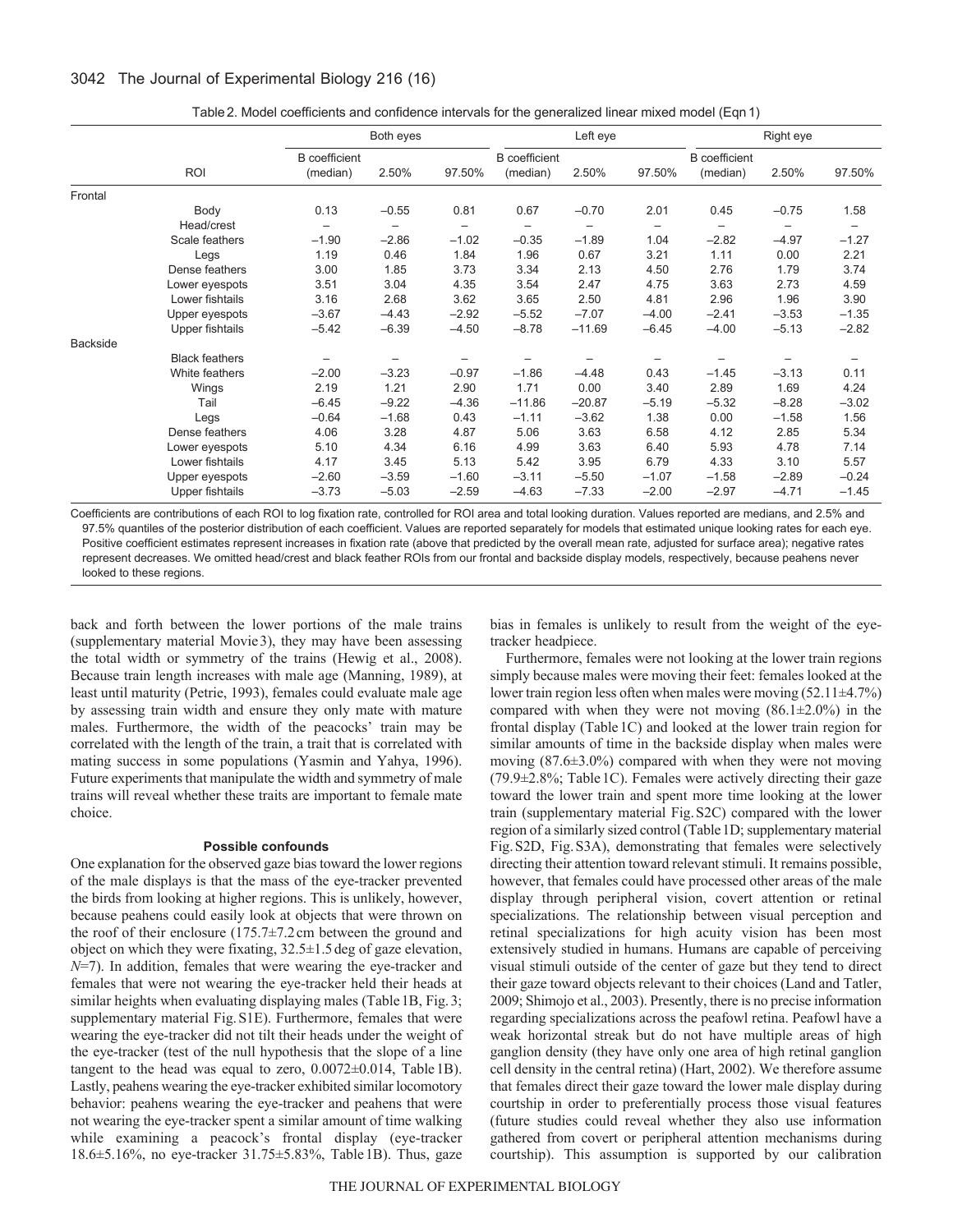Table 2. Model coefficients and confidence intervals for the generalized linear mixed model (Eqn 1)

| | ROI | Both eyes | | | Left eye | | | Right eye | | |
|---|---|---|---|---|---|---|---|---|---|---|
| | | B coefficient (median) | 2.50% | 97.50% | B coefficient (median) | 2.50% | 97.50% | B coefficient (median) | 2.50% | 97.50% |
| Frontal | | | | | | | | | | |
| | Body | 0.13 | −0.55 | 0.81 | 0.67 | −0.70 | 2.01 | 0.45 | −0.75 | 1.58 |
| | Head/crest | – | – | – | – | – | – | – | – | – |
| | Scale feathers | −1.90 | −2.86 | −1.02 | −0.35 | −1.89 | 1.04 | −2.82 | −4.97 | −1.27 |
| | Legs | 1.19 | 0.46 | 1.84 | 1.96 | 0.67 | 3.21 | 1.11 | 0.00 | 2.21 |
| | Dense feathers | 3.00 | 1.85 | 3.73 | 3.34 | 2.13 | 4.50 | 2.76 | 1.79 | 3.74 |
| | Lower eyespots | 3.51 | 3.04 | 4.35 | 3.54 | 2.47 | 4.75 | 3.63 | 2.73 | 4.59 |
| | Lower fishtails | 3.16 | 2.68 | 3.62 | 3.65 | 2.50 | 4.81 | 2.96 | 1.96 | 3.90 |
| | Upper eyespots | −3.67 | −4.43 | −2.92 | −5.52 | −7.07 | −4.00 | −2.41 | −3.53 | −1.35 |
| | Upper fishtails | −5.42 | −6.39 | −4.50 | −8.78 | −11.69 | −6.45 | −4.00 | −5.13 | −2.82 |
| Backside | | | | | | | | | | |
| | Black feathers | – | – | – | – | – | – | – | – | – |
| | White feathers | −2.00 | −3.23 | −0.97 | −1.86 | −4.48 | 0.43 | −1.45 | −3.13 | 0.11 |
| | Wings | 2.19 | 1.21 | 2.90 | 1.71 | 0.00 | 3.40 | 2.89 | 1.69 | 4.24 |
| | Tail | −6.45 | −9.22 | −4.36 | −11.86 | −20.87 | −5.19 | −5.32 | −8.28 | −3.02 |
| | Legs | −0.64 | −1.68 | 0.43 | −1.11 | −3.62 | 1.38 | 0.00 | −1.58 | 1.56 |
| | Dense feathers | 4.06 | 3.28 | 4.87 | 5.06 | 3.63 | 6.58 | 4.12 | 2.85 | 5.34 |
| | Lower eyespots | 5.10 | 4.34 | 6.16 | 4.99 | 3.63 | 6.40 | 5.93 | 4.78 | 7.14 |
| | Lower fishtails | 4.17 | 3.45 | 5.13 | 5.42 | 3.95 | 6.79 | 4.33 | 3.10 | 5.57 |
| | Upper eyespots | −2.60 | −3.59 | −1.60 | −3.11 | −5.50 | −1.07 | −1.58 | −2.89 | −0.24 |
| | Upper fishtails | −3.73 | −5.03 | −2.59 | −4.63 | −7.33 | −2.00 | −2.97 | −4.71 | −1.45 |

Coefficients are contributions of each ROI to log fixation rate, controlled for ROI area and total looking duration. Values reported are medians, and 2.5% and 97.5% quantiles of the posterior distribution of each coefficient. Values are reported separately for models that estimated unique looking rates for each eye. Positive coefficient estimates represent increases in fixation rate (above that predicted by the overall mean rate, adjusted for surface area); negative rates represent decreases. We omitted head/crest and black feather ROIs from our frontal and backside display models, respectively, because peahens never looked to these regions.

back and forth between the lower portions of the male trains (supplementary material Movie 3), they may have been assessing the total width or symmetry of the trains (Hewig et al., 2008). Because train length increases with male age (Manning, 1989), at least until maturity (Petrie, 1993), females could evaluate male age by assessing train width and ensure they only mate with mature males. Furthermore, the width of the peacocks' train may be correlated with the length of the train, a trait that is correlated with mating success in some populations (Yasmin and Yahya, 1996). Future experiments that manipulate the width and symmetry of male trains will reveal whether these traits are important to female mate choice.

### Possible confounds

One explanation for the observed gaze bias toward the lower regions of the male displays is that the mass of the eye-tracker prevented the birds from looking at higher regions. This is unlikely, however, because peahens could easily look at objects that were thrown on the roof of their enclosure (175.7±7.2 cm between the ground and object on which they were fixating, 32.5±1.5 deg of gaze elevation, $N$=7). In addition, females that were wearing the eye-tracker and females that were not wearing the eye-tracker held their heads at similar heights when evaluating displaying males (Table 1B, Fig. 3; supplementary material Fig. S1E). Furthermore, females that were wearing the eye-tracker did not tilt their heads under the weight of the eye-tracker (test of the null hypothesis that the slope of a line tangent to the head was equal to zero, 0.0072±0.014, Table 1B). Lastly, peahens wearing the eye-tracker exhibited similar locomotory behavior: peahens wearing the eye-tracker and peahens that were not wearing the eye-tracker spent a similar amount of time walking while examining a peacock's frontal display (eye-tracker 18.6±5.16%, no eye-tracker 31.75±5.83%, Table 1B). Thus, gaze bias in females is unlikely to result from the weight of the eye-tracker headpiece.

Furthermore, females were not looking at the lower train regions simply because males were moving their feet: females looked at the lower train region less often when males were moving (52.11±4.7%) compared with when they were not moving (86.1±2.0%) in the frontal display (Table 1C) and looked at the lower train region for similar amounts of time in the backside display when males were moving (87.6±3.0%) compared with when they were not moving (79.9±2.8%; Table 1C). Females were actively directing their gaze toward the lower train and spent more time looking at the lower train (supplementary material Fig. S2C) compared with the lower region of a similarly sized control (Table 1D; supplementary material Fig. S2D, Fig. S3A), demonstrating that females were selectively directing their attention toward relevant stimuli. It remains possible, however, that females could have processed other areas of the male display through peripheral vision, covert attention or retinal specializations. The relationship between visual perception and retinal specializations for high acuity vision has been most extensively studied in humans. Humans are capable of perceiving visual stimuli outside of the center of gaze but they tend to direct their gaze toward objects relevant to their choices (Land and Tatler, 2009; Shimojo et al., 2003). Presently, there is no precise information regarding specializations across the peafowl retina. Peafowl have a weak horizontal streak but do not have multiple areas of high ganglion density (they have only one area of high retinal ganglion cell density in the central retina) (Hart, 2002). We therefore assume that females direct their gaze toward the lower male display during courtship in order to preferentially process those visual features (future studies could reveal whether they also use information gathered from covert or peripheral attention mechanisms during courtship). This assumption is supported by our calibration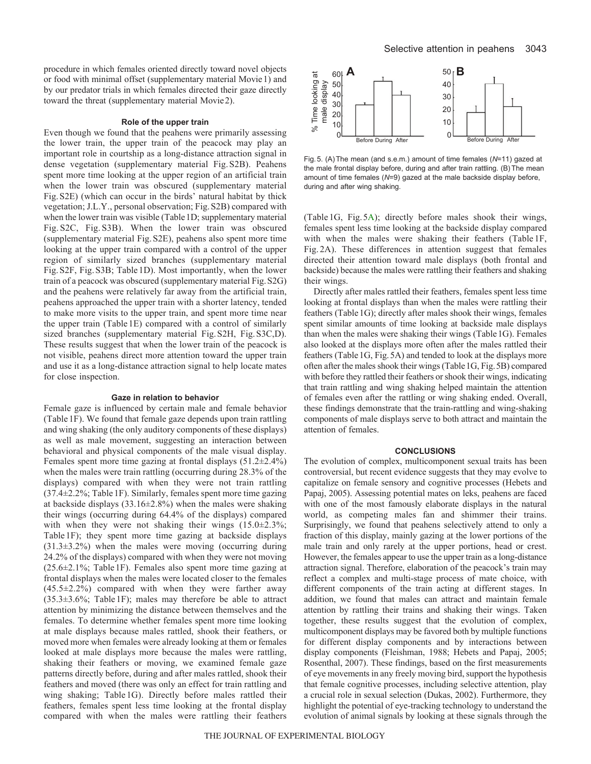procedure in which females oriented directly toward novel objects or food with minimal offset (supplementary material Movie 1) and by our predator trials in which females directed their gaze directly toward the threat (supplementary material Movie 2).

### Role of the upper train

Even though we found that the peahens were primarily assessing the lower train, the upper train of the peacock may play an important role in courtship as a long-distance attraction signal in dense vegetation (supplementary material Fig. S2B). Peahens spent more time looking at the upper region of an artificial train when the lower train was obscured (supplementary material Fig. S2E) (which can occur in the birds' natural habitat by thick vegetation; J.L.Y., personal observation; Fig. S2B) compared with when the lower train was visible (Table 1D; supplementary material Fig. S2C, Fig. S3B). When the lower train was obscured (supplementary material Fig. S2E), peahens also spent more time looking at the upper train compared with a control of the upper region of similarly sized branches (supplementary material Fig. S2F, Fig. S3B; Table 1D). Most importantly, when the lower train of a peacock was obscured (supplementary material Fig. S2G) and the peahens were relatively far away from the artificial train, peahens approached the upper train with a shorter latency, tended to make more visits to the upper train, and spent more time near the upper train (Table 1E) compared with a control of similarly sized branches (supplementary material Fig. S2H, Fig. S3C,D). These results suggest that when the lower train of the peacock is not visible, peahens direct more attention toward the upper train and use it as a long-distance attraction signal to help locate mates for close inspection.

### Gaze in relation to behavior

Female gaze is influenced by certain male and female behavior (Table 1F). We found that female gaze depends upon train rattling and wing shaking (the only auditory components of these displays) as well as male movement, suggesting an interaction between behavioral and physical components of the male visual display. Females spent more time gazing at frontal displays (51.2±2.4%) when the males were train rattling (occurring during 28.3% of the displays) compared with when they were not train rattling (37.4±2.2%; Table 1F). Similarly, females spent more time gazing at backside displays (33.16±2.8%) when the males were shaking their wings (occurring during 64.4% of the displays) compared with when they were not shaking their wings (15.0±2.3%; Table 1F); they spent more time gazing at backside displays (31.3±3.2%) when the males were moving (occurring during 24.2% of the displays) compared with when they were not moving (25.6±2.1%; Table 1F). Females also spent more time gazing at frontal displays when the males were located closer to the females (45.5±2.2%) compared with when they were farther away (35.3±3.6%; Table 1F); males may therefore be able to attract attention by minimizing the distance between themselves and the females. To determine whether females spent more time looking at male displays because males rattled, shook their feathers, or moved more when females were already looking at them or females looked at male displays more because the males were rattling, shaking their feathers or moving, we examined female gaze patterns directly before, during and after males rattled, shook their feathers and moved (there was only an effect for train rattling and wing shaking; Table 1G). Directly before males rattled their feathers, females spent less time looking at the frontal display compared with when the males were rattling their feathers (Table 1G, Fig. 5A); directly before males shook their wings, females spent less time looking at the backside display compared with when the males were shaking their feathers (Table 1F, Fig. 2A). These differences in attention suggest that females directed their attention toward male displays (both frontal and backside) because the males were rattling their feathers and shaking their wings.

Directly after males rattled their feathers, females spent less time looking at frontal displays than when the males were rattling their feathers (Table 1G); directly after males shook their wings, females spent similar amounts of time looking at backside male displays than when the males were shaking their wings (Table 1G). Females also looked at the displays more often after the males rattled their feathers (Table 1G, Fig. 5A) and tended to look at the displays more often after the males shook their wings (Table 1G, Fig. 5B) compared with before they rattled their feathers or shook their wings, indicating that train rattling and wing shaking helped maintain the attention of females even after the rattling or wing shaking ended. Overall, these findings demonstrate that the train-rattling and wing-shaking components of male displays serve to both attract and maintain the attention of females.

Fig. 5. (A) The mean (and s.e.m.) amount of time females ($N$=11) gazed at the male frontal display before, during and after train rattling. (B) The mean amount of time females ($N$=9) gazed at the male backside display before, during and after wing shaking.

## CONCLUSIONS

The evolution of complex, multicomponent sexual traits has been controversial, but recent evidence suggests that they may evolve to capitalize on female sensory and cognitive processes (Hebets and Papaj, 2005). Assessing potential mates on leks, peahens are faced with one of the most famously elaborate displays in the natural world, as competing males fan and shimmer their trains. Surprisingly, we found that peahens selectively attend to only a fraction of this display, mainly gazing at the lower portions of the male train and only rarely at the upper portions, head or crest. However, the females appear to use the upper train as a long-distance attraction signal. Therefore, elaboration of the peacock's train may reflect a complex and multi-stage process of mate choice, with different components of the train acting at different stages. In addition, we found that males can attract and maintain female attention by rattling their trains and shaking their wings. Taken together, these results suggest that the evolution of complex, multicomponent displays may be favored both by multiple functions for different display components and by interactions between display components (Fleishman, 1988; Hebets and Papaj, 2005; Rosenthal, 2007). These findings, based on the first measurements of eye movements in any freely moving bird, support the hypothesis that female cognitive processes, including selective attention, play a crucial role in sexual selection (Dukas, 2002). Furthermore, they highlight the potential of eye-tracking technology to understand the evolution of animal signals by looking at these signals through the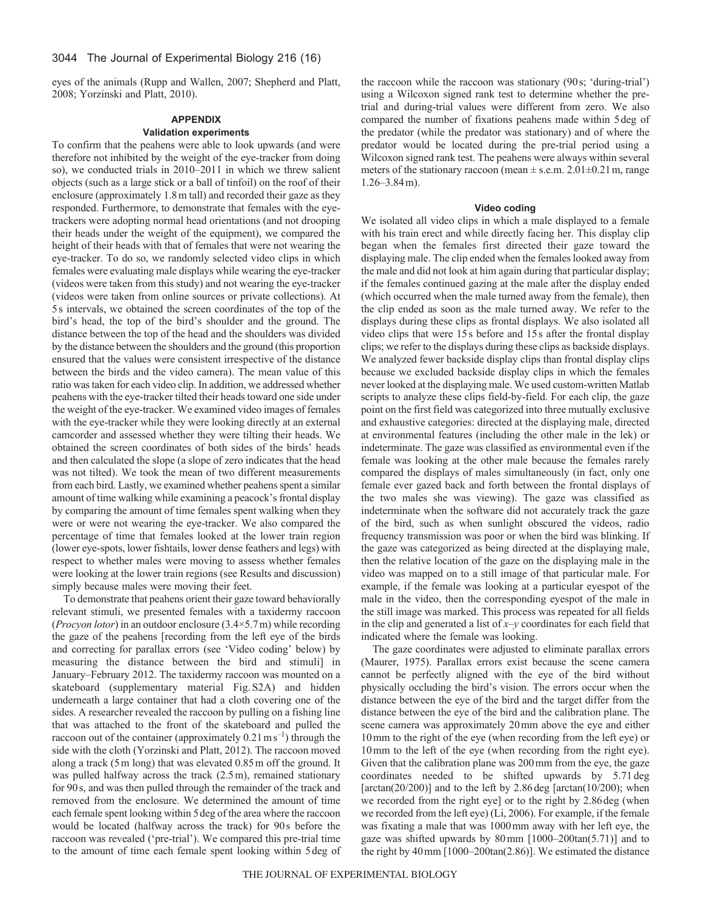eyes of the animals (Rupp and Wallen, 2007; Shepherd and Platt, 2008; Yorzinski and Platt, 2010).

## APPENDIX

### Validation experiments

To confirm that the peahens were able to look upwards (and were therefore not inhibited by the weight of the eye-tracker from doing so), we conducted trials in 2010–2011 in which we threw salient objects (such as a large stick or a ball of tinfoil) on the roof of their enclosure (approximately 1.8 m tall) and recorded their gaze as they responded. Furthermore, to demonstrate that females with the eye-trackers were adopting normal head orientations (and not drooping their heads under the weight of the equipment), we compared the height of their heads with that of females that were not wearing the eye-tracker. To do so, we randomly selected video clips in which females were evaluating male displays while wearing the eye-tracker (videos were taken from this study) and not wearing the eye-tracker (videos were taken from online sources or private collections). At 5 s intervals, we obtained the screen coordinates of the top of the bird's head, the top of the bird's shoulder and the ground. The distance between the top of the head and the shoulders was divided by the distance between the shoulders and the ground (this proportion ensured that the values were consistent irrespective of the distance between the birds and the video camera). The mean value of this ratio was taken for each video clip. In addition, we addressed whether peahens with the eye-tracker tilted their heads toward one side under the weight of the eye-tracker. We examined video images of females with the eye-tracker while they were looking directly at an external camcorder and assessed whether they were tilting their heads. We obtained the screen coordinates of both sides of the birds' heads and then calculated the slope (a slope of zero indicates that the head was not tilted). We took the mean of two different measurements from each bird. Lastly, we examined whether peahens spent a similar amount of time walking while examining a peacock's frontal display by comparing the amount of time females spent walking when they were or were not wearing the eye-tracker. We also compared the percentage of time that females looked at the lower train region (lower eye-spots, lower fishtails, lower dense feathers and legs) with respect to whether males were moving to assess whether females were looking at the lower train regions (see Results and discussion) simply because males were moving their feet.

To demonstrate that peahens orient their gaze toward behaviorally relevant stimuli, we presented females with a taxidermy raccoon (*Procyon lotor*) in an outdoor enclosure (3.4×5.7 m) while recording the gaze of the peahens [recording from the left eye of the birds and correcting for parallax errors (see 'Video coding' below) by measuring the distance between the bird and stimuli] in January–February 2012. The taxidermy raccoon was mounted on a skateboard (supplementary material Fig. S2A) and hidden underneath a large container that had a cloth covering one of the sides. A researcher revealed the raccoon by pulling on a fishing line that was attached to the front of the skateboard and pulled the raccoon out of the container (approximately 0.21 m s$^{-1}$) through the side with the cloth (Yorzinski and Platt, 2012). The raccoon moved along a track (5 m long) that was elevated 0.85 m off the ground. It was pulled halfway across the track (2.5 m), remained stationary for 90 s, and was then pulled through the remainder of the track and removed from the enclosure. We determined the amount of time each female spent looking within 5 deg of the area where the raccoon would be located (halfway across the track) for 90 s before the raccoon was revealed ('pre-trial'). We compared this pre-trial time to the amount of time each female spent looking within 5 deg of the raccoon while the raccoon was stationary (90 s; 'during-trial') using a Wilcoxon signed rank test to determine whether the pre-trial and during-trial values were different from zero. We also compared the number of fixations peahens made within 5 deg of the predator (while the predator was stationary) and of where the predator would be located during the pre-trial period using a Wilcoxon signed rank test. The peahens were always within several meters of the stationary raccoon (mean ± s.e.m. 2.01±0.21 m, range 1.26–3.84 m).

### Video coding

We isolated all video clips in which a male displayed to a female with his train erect and while directly facing her. This display clip began when the females first directed their gaze toward the displaying male. The clip ended when the females looked away from the male and did not look at him again during that particular display; if the females continued gazing at the male after the display ended (which occurred when the male turned away from the female), then the clip ended as soon as the male turned away. We refer to the displays during these clips as frontal displays. We also isolated all video clips that were 15 s before and 15 s after the frontal display clips; we refer to the displays during these clips as backside displays. We analyzed fewer backside display clips than frontal display clips because we excluded backside display clips in which the females never looked at the displaying male. We used custom-written Matlab scripts to analyze these clips field-by-field. For each clip, the gaze point on the first field was categorized into three mutually exclusive and exhaustive categories: directed at the displaying male, directed at environmental features (including the other male in the lek) or indeterminate. The gaze was classified as environmental even if the female was looking at the other male because the females rarely compared the displays of males simultaneously (in fact, only one female ever gazed back and forth between the frontal displays of the two males she was viewing). The gaze was classified as indeterminate when the software did not accurately track the gaze of the bird, such as when sunlight obscured the videos, radio frequency transmission was poor or when the bird was blinking. If the gaze was categorized as being directed at the displaying male, then the relative location of the gaze on the displaying male in the video was mapped on to a still image of that particular male. For example, if the female was looking at a particular eyespot of the male in the video, then the corresponding eyespot of the male in the still image was marked. This process was repeated for all fields in the clip and generated a list of $x$–$y$ coordinates for each field that indicated where the female was looking.

The gaze coordinates were adjusted to eliminate parallax errors (Maurer, 1975). Parallax errors exist because the scene camera cannot be perfectly aligned with the eye of the bird without physically occluding the bird's vision. The errors occur when the distance between the eye of the bird and the target differ from the distance between the eye of the bird and the calibration plane. The scene camera was approximately 20 mm above the eye and either 10 mm to the right of the eye (when recording from the left eye) or 10 mm to the left of the eye (when recording from the right eye). Given that the calibration plane was 200 mm from the eye, the gaze coordinates needed to be shifted upwards by 5.71 deg [arctan(20/200)] and to the left by 2.86 deg [arctan(10/200); when we recorded from the right eye] or to the right by 2.86 deg (when we recorded from the left eye) (Li, 2006). For example, if the female was fixating a male that was 1000 mm away with her left eye, the gaze was shifted upwards by 80 mm [1000–200tan(5.71)] and to the right by 40 mm [1000–200tan(2.86)]. We estimated the distance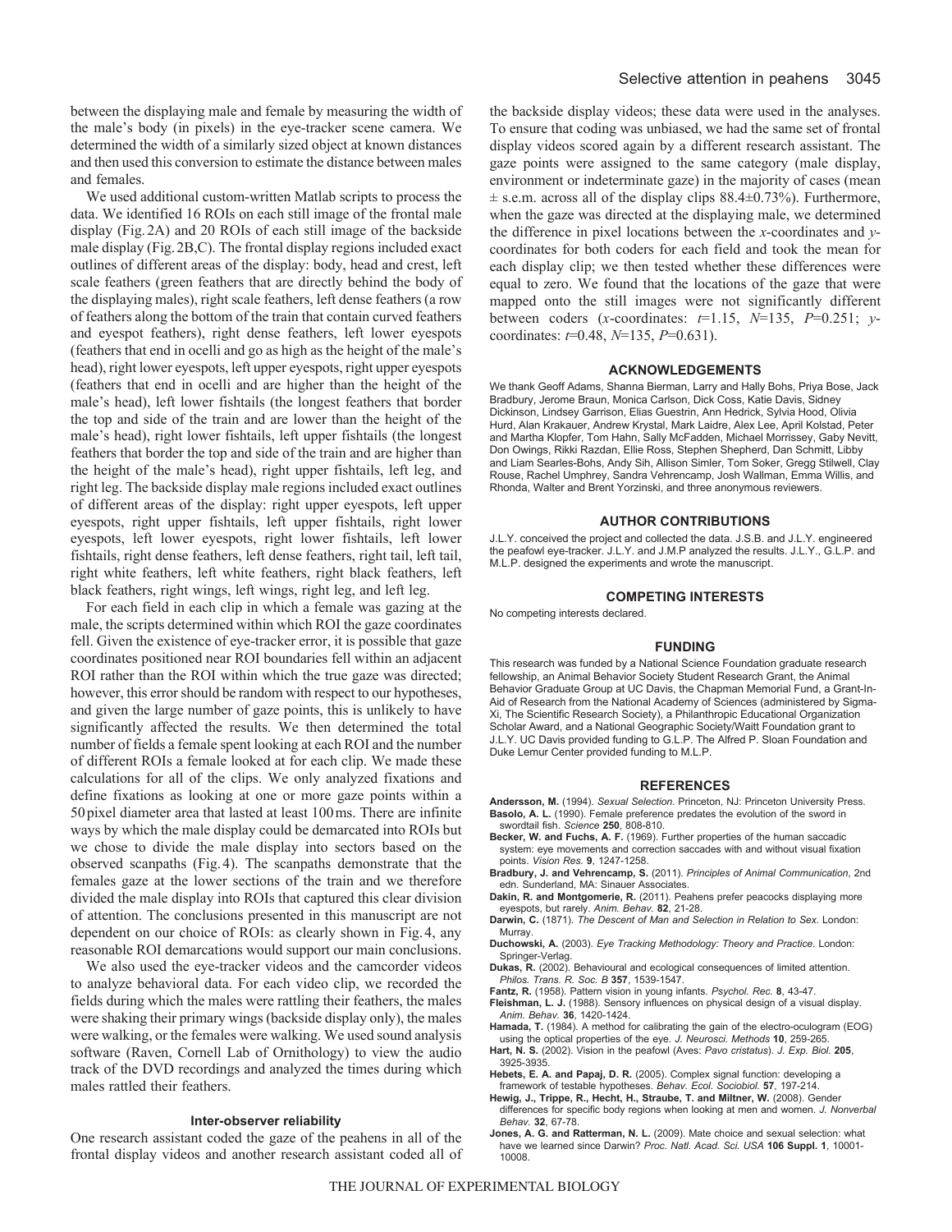between the displaying male and female by measuring the width of the male's body (in pixels) in the eye-tracker scene camera. We determined the width of a similarly sized object at known distances and then used this conversion to estimate the distance between males and females.

We used additional custom-written Matlab scripts to process the data. We identified 16 ROIs on each still image of the frontal male display (Fig. 2A) and 20 ROIs of each still image of the backside male display (Fig. 2B,C). The frontal display regions included exact outlines of different areas of the display: body, head and crest, left scale feathers (green feathers that are directly behind the body of the displaying males), right scale feathers, left dense feathers (a row of feathers along the bottom of the train that contain curved feathers and eyespot feathers), right dense feathers, left lower eyespots (feathers that end in ocelli and go as high as the height of the male's head), right lower eyespots, left upper eyespots, right upper eyespots (feathers that end in ocelli and are higher than the height of the male's head), left lower fishtails (the longest feathers that border the top and side of the train and are lower than the height of the male's head), right lower fishtails, left upper fishtails (the longest feathers that border the top and side of the train and are higher than the height of the male's head), right upper fishtails, left leg, and right leg. The backside display male regions included exact outlines of different areas of the display: right upper eyespots, left upper eyespots, right upper fishtails, left upper fishtails, right lower eyespots, left lower eyespots, right lower fishtails, left lower fishtails, right dense feathers, left dense feathers, right tail, left tail, right white feathers, left white feathers, right black feathers, left black feathers, right wings, left wings, right leg, and left leg.

For each field in each clip in which a female was gazing at the male, the scripts determined within which ROI the gaze coordinates fell. Given the existence of eye-tracker error, it is possible that gaze coordinates positioned near ROI boundaries fell within an adjacent ROI rather than the ROI within which the true gaze was directed; however, this error should be random with respect to our hypotheses, and given the large number of gaze points, this is unlikely to have significantly affected the results. We then determined the total number of fields a female spent looking at each ROI and the number of different ROIs a female looked at for each clip. We made these calculations for all of the clips. We only analyzed fixations and define fixations as looking at one or more gaze points within a 50 pixel diameter area that lasted at least 100 ms. There are infinite ways by which the male display could be demarcated into ROIs but we chose to divide the male display into sectors based on the observed scanpaths (Fig. 4). The scanpaths demonstrate that the females gaze at the lower sections of the train and we therefore divided the male display into ROIs that captured this clear division of attention. The conclusions presented in this manuscript are not dependent on our choice of ROIs: as clearly shown in Fig. 4, any reasonable ROI demarcations would support our main conclusions.

We also used the eye-tracker videos and the camcorder videos to analyze behavioral data. For each video clip, we recorded the fields during which the males were rattling their feathers, the males were shaking their primary wings (backside display only), the males were walking, or the females were walking. We used sound analysis software (Raven, Cornell Lab of Ornithology) to view the audio track of the DVD recordings and analyzed the times during which males rattled their feathers.

### Inter-observer reliability

One research assistant coded the gaze of the peahens in all of the frontal display videos and another research assistant coded all of the backside display videos; these data were used in the analyses. To ensure that coding was unbiased, we had the same set of frontal display videos scored again by a different research assistant. The gaze points were assigned to the same category (male display, environment or indeterminate gaze) in the majority of cases (mean ± s.e.m. across all of the display clips 88.4±0.73%). Furthermore, when the gaze was directed at the displaying male, we determined the difference in pixel locations between the *x*-coordinates and *y*-coordinates for both coders for each field and took the mean for each display clip; we then tested whether these differences were equal to zero. We found that the locations of the gaze that were mapped onto the still images were not significantly different between coders (*x*-coordinates: $t$=1.15, $N$=135, $P$=0.251; *y*-coordinates: $t$=0.48, $N$=135, $P$=0.631).

## ACKNOWLEDGEMENTS

We thank Geoff Adams, Shanna Bierman, Larry and Hally Bohs, Priya Bose, Jack Bradbury, Jerome Braun, Monica Carlson, Dick Coss, Katie Davis, Sidney Dickinson, Lindsey Garrison, Elias Guestrin, Ann Hedrick, Sylvia Hood, Olivia Hurd, Alan Krakauer, Andrew Krystal, Mark Laidre, Alex Lee, April Kolstad, Peter and Martha Klopfer, Tom Hahn, Sally McFadden, Michael Morrissey, Gaby Nevitt, Don Owings, Rikki Razdan, Ellie Ross, Stephen Shepherd, Dan Schmitt, Libby and Liam Searles-Bohs, Andy Sih, Allison Simler, Tom Soker, Gregg Stilwell, Clay Rouse, Rachel Umphrey, Sandra Vehrencamp, Josh Wallman, Emma Willis, and Rhonda, Walter and Brent Yorzinski, and three anonymous reviewers.

## AUTHOR CONTRIBUTIONS

J.L.Y. conceived the project and collected the data. J.S.B. and J.L.Y. engineered the peafowl eye-tracker. J.L.Y. and J.M.P analyzed the results. J.L.Y., G.L.P. and M.L.P. designed the experiments and wrote the manuscript.

## COMPETING INTERESTS

No competing interests declared.

## FUNDING

This research was funded by a National Science Foundation graduate research fellowship, an Animal Behavior Society Student Research Grant, the Animal Behavior Graduate Group at UC Davis, the Chapman Memorial Fund, a Grant-In-Aid of Research from the National Academy of Sciences (administered by Sigma-Xi, The Scientific Research Society), a Philanthropic Educational Organization Scholar Award, and a National Geographic Society/Waitt Foundation grant to J.L.Y. UC Davis provided funding to G.L.P. The Alfred P. Sloan Foundation and Duke Lemur Center provided funding to M.L.P.

## REFERENCES

**Andersson, M.** (1994). *Sexual Selection*. Princeton, NJ: Princeton University Press.

**Basolo, A. L.** (1990). Female preference predates the evolution of the sword in swordtail fish. *Science* **250**, 808-810.

**Becker, W. and Fuchs, A. F.** (1969). Further properties of the human saccadic system: eye movements and correction saccades with and without visual fixation points. *Vision Res.* **9**, 1247-1258.

**Bradbury, J. and Vehrencamp, S.** (2011). *Principles of Animal Communication*, 2nd edn. Sunderland, MA: Sinauer Associates.

**Dakin, R. and Montgomerie, R.** (2011). Peahens prefer peacocks displaying more eyespots, but rarely. *Anim. Behav.* **82**, 21-28.

**Darwin, C.** (1871). *The Descent of Man and Selection in Relation to Sex*. London: Murray.

**Duchowski, A.** (2003). *Eye Tracking Methodology: Theory and Practice*. London: Springer-Verlag.

**Dukas, R.** (2002). Behavioural and ecological consequences of limited attention. *Philos. Trans. R. Soc. B* **357**, 1539-1547.

**Fantz, R.** (1958). Pattern vision in young infants. *Psychol. Rec.* **8**, 43-47.

**Fleishman, L. J.** (1988). Sensory influences on physical design of a visual display. *Anim. Behav.* **36**, 1420-1424.

**Hamada, T.** (1984). A method for calibrating the gain of the electro-oculogram (EOG) using the optical properties of the eye. *J. Neurosci. Methods* **10**, 259-265.

**Hart, N. S.** (2002). Vision in the peafowl (Aves: *Pavo cristatus*). *J. Exp. Biol.* **205**, 3925-3935.

**Hebets, E. A. and Papaj, D. R.** (2005). Complex signal function: developing a framework of testable hypotheses. *Behav. Ecol. Sociobiol.* **57**, 197-214.

**Hewig, J., Trippe, R., Hecht, H., Straube, T. and Miltner, W.** (2008). Gender differences for specific body regions when looking at men and women. *J. Nonverbal Behav.* **32**, 67-78.

**Jones, A. G. and Ratterman, N. L.** (2009). Mate choice and sexual selection: what have we learned since Darwin? *Proc. Natl. Acad. Sci. USA* **106 Suppl. 1**, 10001-10008.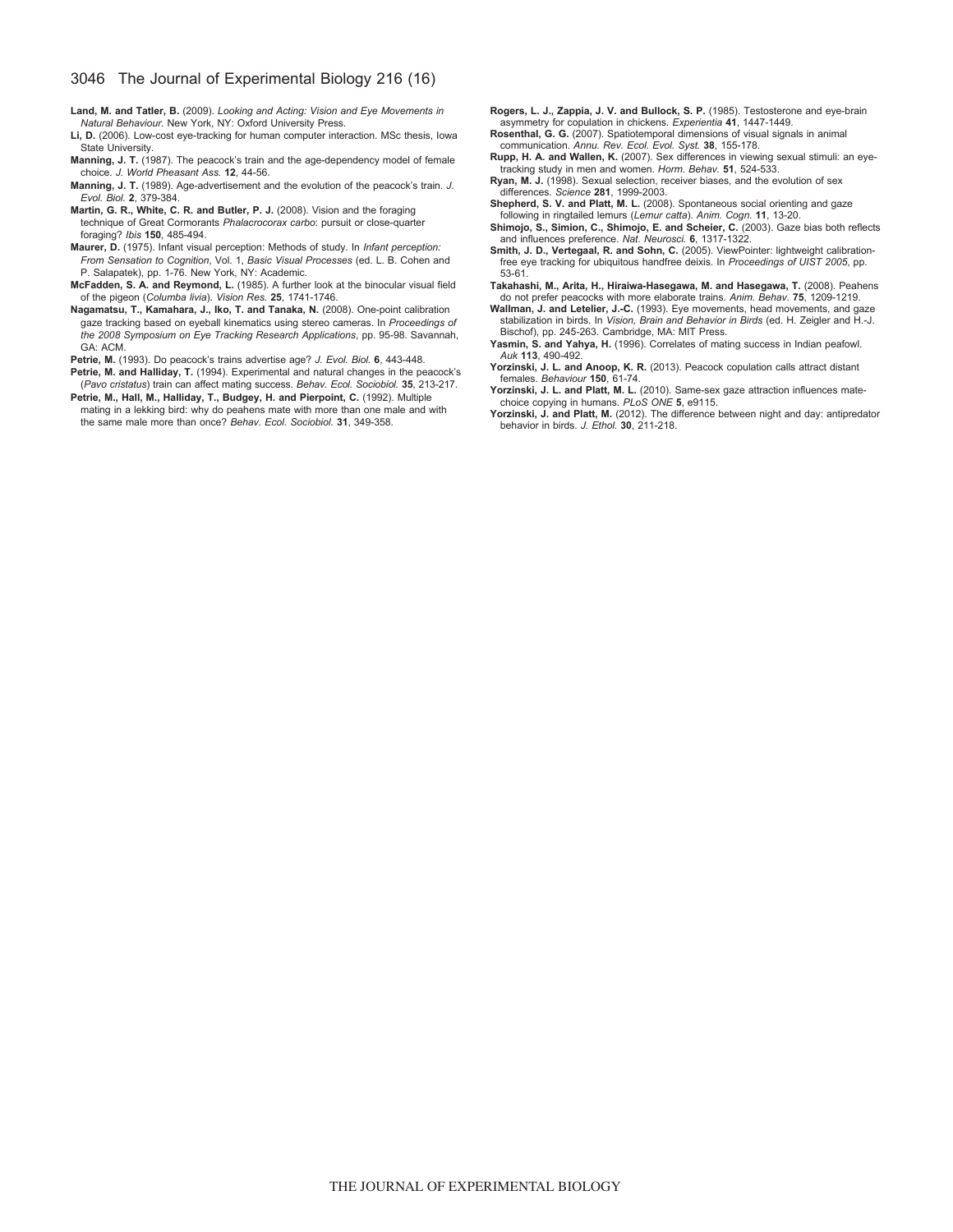**Land, M. and Tatler, B.** (2009). *Looking and Acting: Vision and Eye Movements in Natural Behaviour.* New York, NY: Oxford University Press.

**Li, D.** (2006). Low-cost eye-tracking for human computer interaction. MSc thesis, Iowa State University.

**Manning, J. T.** (1987). The peacock's train and the age-dependency model of female choice. *J. World Pheasant Ass.* **12**, 44-56.

**Manning, J. T.** (1989). Age-advertisement and the evolution of the peacock's train. *J. Evol. Biol.* **2**, 379-384.

**Martin, G. R., White, C. R. and Butler, P. J.** (2008). Vision and the foraging technique of Great Cormorants *Phalacrocorax carbo*: pursuit or close-quarter foraging? *Ibis* **150**, 485-494.

**Maurer, D.** (1975). Infant visual perception: Methods of study. In *Infant perception: From Sensation to Cognition*, Vol. 1, *Basic Visual Processes* (ed. L. B. Cohen and P. Salapatek), pp. 1-76. New York, NY: Academic.

**McFadden, S. A. and Reymond, L.** (1985). A further look at the binocular visual field of the pigeon (*Columba livia*). *Vision Res.* **25**, 1741-1746.

**Nagamatsu, T., Kamahara, J., Iko, T. and Tanaka, N.** (2008). One-point calibration gaze tracking based on eyeball kinematics using stereo cameras. In *Proceedings of the 2008 Symposium on Eye Tracking Research Applications*, pp. 95-98. Savannah, GA: ACM.

**Petrie, M.** (1993). Do peacock's trains advertise age? *J. Evol. Biol.* **6**, 443-448.

**Petrie, M. and Halliday, T.** (1994). Experimental and natural changes in the peacock's (*Pavo cristatus*) train can affect mating success. *Behav. Ecol. Sociobiol.* **35**, 213-217.

**Petrie, M., Hall, M., Halliday, T., Budgey, H. and Pierpoint, C.** (1992). Multiple mating in a lekking bird: why do peahens mate with more than one male and with the same male more than once? *Behav. Ecol. Sociobiol.* **31**, 349-358.

**Rogers, L. J., Zappia, J. V. and Bullock, S. P.** (1985). Testosterone and eye-brain asymmetry for copulation in chickens. *Experientia* **41**, 1447-1449.

**Rosenthal, G. G.** (2007). Spatiotemporal dimensions of visual signals in animal communication. *Annu. Rev. Ecol. Evol. Syst.* **38**, 155-178.

**Rupp, H. A. and Wallen, K.** (2007). Sex differences in viewing sexual stimuli: an eye-tracking study in men and women. *Horm. Behav.* **51**, 524-533.

**Ryan, M. J.** (1998). Sexual selection, receiver biases, and the evolution of sex differences. *Science* **281**, 1999-2003.

**Shepherd, S. V. and Platt, M. L.** (2008). Spontaneous social orienting and gaze following in ringtailed lemurs (*Lemur catta*). *Anim. Cogn.* **11**, 13-20.

**Shimojo, S., Simion, C., Shimojo, E. and Scheier, C.** (2003). Gaze bias both reflects and influences preference. *Nat. Neurosci.* **6**, 1317-1322.

**Smith, J. D., Vertegaal, R. and Sohn, C.** (2005). ViewPointer: lightweight calibration-free eye tracking for ubiquitous handfree deixis. In *Proceedings of UIST 2005*, pp. 53-61.

**Takahashi, M., Arita, H., Hiraiwa-Hasegawa, M. and Hasegawa, T.** (2008). Peahens do not prefer peacocks with more elaborate trains. *Anim. Behav.* **75**, 1209-1219.

**Wallman, J. and Letelier, J.-C.** (1993). Eye movements, head movements, and gaze stabilization in birds. In *Vision, Brain and Behavior in Birds* (ed. H. Zeigler and H.-J. Bischof), pp. 245-263. Cambridge, MA: MIT Press.

**Yasmin, S. and Yahya, H.** (1996). Correlates of mating success in Indian peafowl. *Auk* **113**, 490-492.

**Yorzinski, J. L. and Anoop, K. R.** (2013). Peacock copulation calls attract distant females. *Behaviour* **150**, 61-74.

**Yorzinski, J. L. and Platt, M. L.** (2010). Same-sex gaze attraction influences mate-choice copying in humans. *PLoS ONE* **5**, e9115.

**Yorzinski, J. and Platt, M.** (2012). The difference between night and day: antipredator behavior in birds. *J. Ethol.* **30**, 211-218.